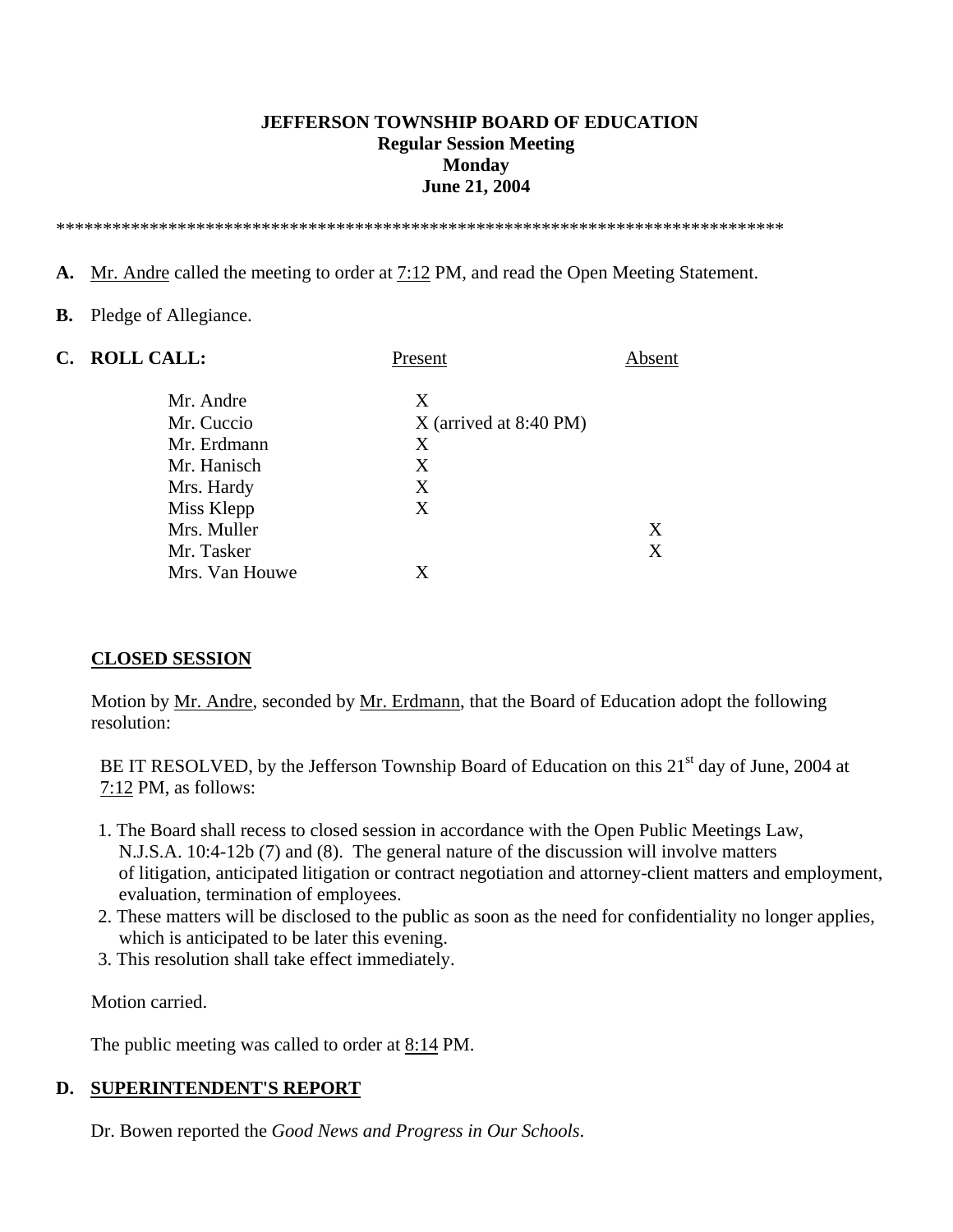**JEFFERSON TOWNSHIP BOARD OF EDUCATION**
**Regular Session Meeting**
**Monday**
**June 21, 2004**

********************************************************************************

**A.** Mr. Andre called the meeting to order at 7:12 PM, and read the Open Meeting Statement.

**B.** Pledge of Allegiance.

**C. ROLL CALL:**

| | Present | Absent |
|---|---|---|
| Mr. Andre | X | |
| Mr. Cuccio | X (arrived at 8:40 PM) | |
| Mr. Erdmann | X | |
| Mr. Hanisch | X | |
| Mrs. Hardy | X | |
| Miss Klepp | X | |
| Mrs. Muller | | X |
| Mr. Tasker | | X |
| Mrs. Van Houwe | X | |

**CLOSED SESSION**

Motion by Mr. Andre, seconded by Mr. Erdmann, that the Board of Education adopt the following resolution:

BE IT RESOLVED, by the Jefferson Township Board of Education on this 21st day of June, 2004 at 7:12 PM, as follows:

1. The Board shall recess to closed session in accordance with the Open Public Meetings Law, N.J.S.A. 10:4-12b (7) and (8). The general nature of the discussion will involve matters of litigation, anticipated litigation or contract negotiation and attorney-client matters and employment, evaluation, termination of employees.
2. These matters will be disclosed to the public as soon as the need for confidentiality no longer applies, which is anticipated to be later this evening.
3. This resolution shall take effect immediately.

Motion carried.

The public meeting was called to order at 8:14 PM.

**D. SUPERINTENDENT'S REPORT**

Dr. Bowen reported the *Good News and Progress in Our Schools*.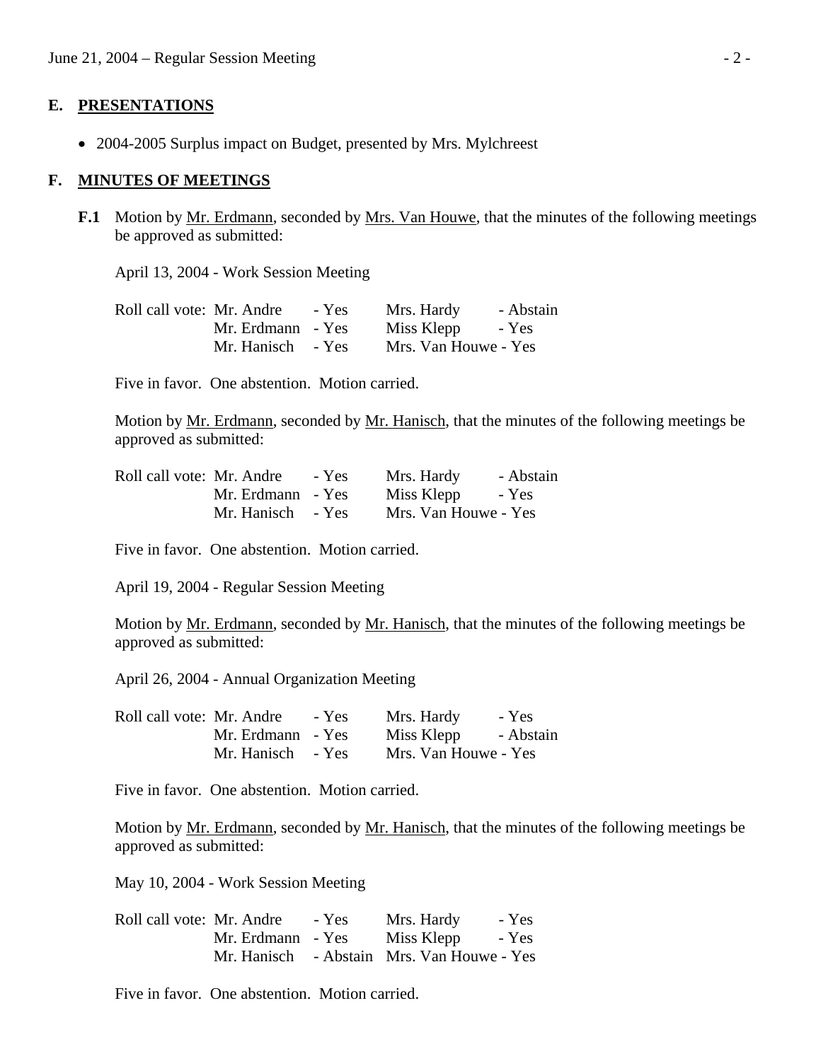## E. PRESENTATIONS

- 2004-2005 Surplus impact on Budget, presented by Mrs. Mylchreest

## F. MINUTES OF MEETINGS

**F.1** Motion by Mr. Erdmann, seconded by Mrs. Van Houwe, that the minutes of the following meetings be approved as submitted:

April 13, 2004 - Work Session Meeting

| Roll call vote: | | | |
|---|---|---|---|
| Mr. Andre | - Yes | Mrs. Hardy | - Abstain |
| Mr. Erdmann | - Yes | Miss Klepp | - Yes |
| Mr. Hanisch | - Yes | Mrs. Van Houwe | - Yes |

Five in favor. One abstention. Motion carried.

Motion by Mr. Erdmann, seconded by Mr. Hanisch, that the minutes of the following meetings be approved as submitted:

| Roll call vote: | | | |
|---|---|---|---|
| Mr. Andre | - Yes | Mrs. Hardy | - Abstain |
| Mr. Erdmann | - Yes | Miss Klepp | - Yes |
| Mr. Hanisch | - Yes | Mrs. Van Houwe | - Yes |

Five in favor. One abstention. Motion carried.

April 19, 2004 - Regular Session Meeting

Motion by Mr. Erdmann, seconded by Mr. Hanisch, that the minutes of the following meetings be approved as submitted:

April 26, 2004 - Annual Organization Meeting

| Roll call vote: | | | |
|---|---|---|---|
| Mr. Andre | - Yes | Mrs. Hardy | - Yes |
| Mr. Erdmann | - Yes | Miss Klepp | - Abstain |
| Mr. Hanisch | - Yes | Mrs. Van Houwe | - Yes |

Five in favor. One abstention. Motion carried.

Motion by Mr. Erdmann, seconded by Mr. Hanisch, that the minutes of the following meetings be approved as submitted:

May 10, 2004 - Work Session Meeting

| Roll call vote: | | | |
|---|---|---|---|
| Mr. Andre | - Yes | Mrs. Hardy | - Yes |
| Mr. Erdmann | - Yes | Miss Klepp | - Yes |
| Mr. Hanisch | - Abstain | Mrs. Van Houwe | - Yes |

Five in favor. One abstention. Motion carried.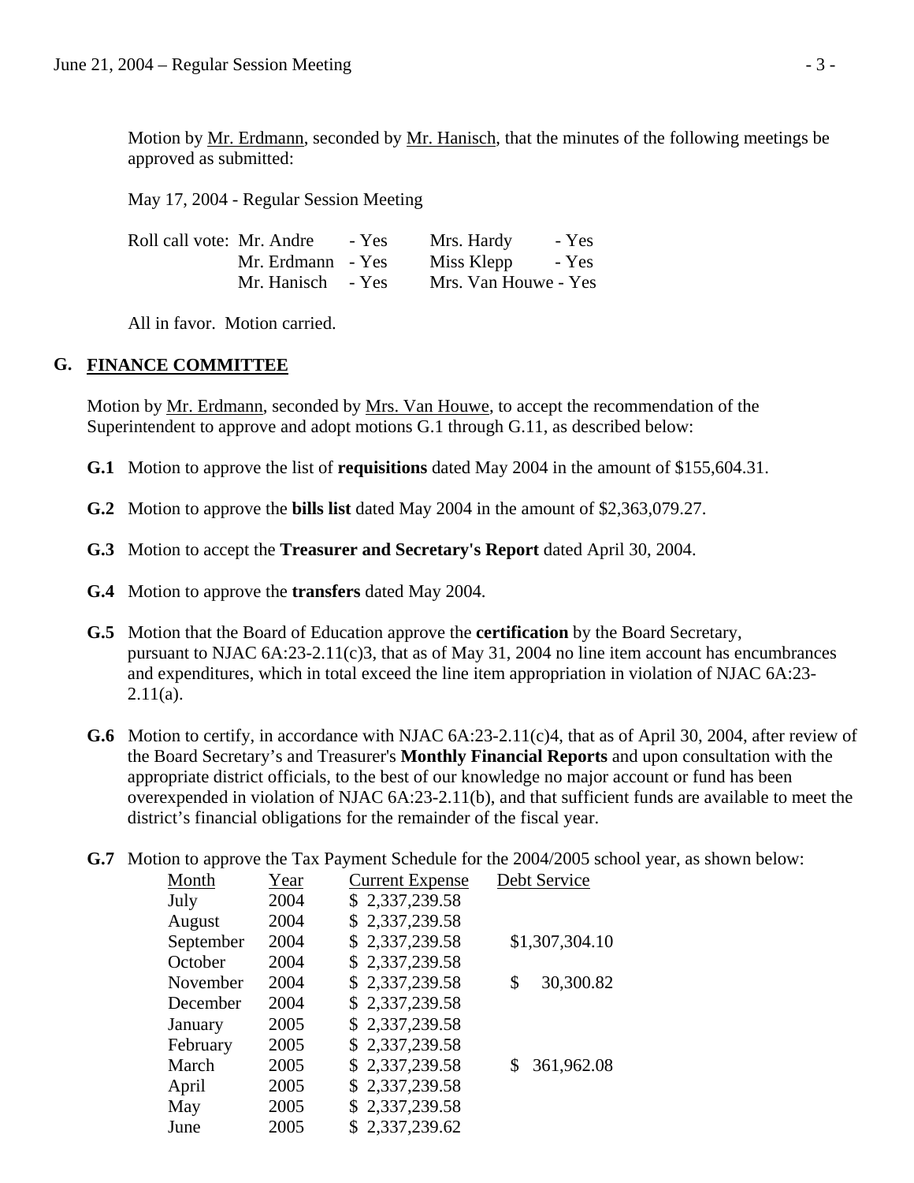Motion by Mr. Erdmann, seconded by Mr. Hanisch, that the minutes of the following meetings be approved as submitted:

May 17, 2004 - Regular Session Meeting

| Roll call vote: | | | |
|---|---|---|---|
| Mr. Andre | - Yes | Mrs. Hardy | - Yes |
| Mr. Erdmann | - Yes | Miss Klepp | - Yes |
| Mr. Hanisch | - Yes | Mrs. Van Houwe | - Yes |

All in favor. Motion carried.

## G. FINANCE COMMITTEE

Motion by Mr. Erdmann, seconded by Mrs. Van Houwe, to accept the recommendation of the Superintendent to approve and adopt motions G.1 through G.11, as described below:

**G.1** Motion to approve the list of **requisitions** dated May 2004 in the amount of $155,604.31.

**G.2** Motion to approve the **bills list** dated May 2004 in the amount of $2,363,079.27.

**G.3** Motion to accept the **Treasurer and Secretary's Report** dated April 30, 2004.

**G.4** Motion to approve the **transfers** dated May 2004.

**G.5** Motion that the Board of Education approve the **certification** by the Board Secretary, pursuant to NJAC 6A:23-2.11(c)3, that as of May 31, 2004 no line item account has encumbrances and expenditures, which in total exceed the line item appropriation in violation of NJAC 6A:23-2.11(a).

**G.6** Motion to certify, in accordance with NJAC 6A:23-2.11(c)4, that as of April 30, 2004, after review of the Board Secretary's and Treasurer's **Monthly Financial Reports** and upon consultation with the appropriate district officials, to the best of our knowledge no major account or fund has been overexpended in violation of NJAC 6A:23-2.11(b), and that sufficient funds are available to meet the district's financial obligations for the remainder of the fiscal year.

**G.7** Motion to approve the Tax Payment Schedule for the 2004/2005 school year, as shown below:

| Month | Year | Current Expense | Debt Service |
|---|---|---|---|
| July | 2004 | $ 2,337,239.58 | |
| August | 2004 | $ 2,337,239.58 | |
| September | 2004 | $ 2,337,239.58 | $1,307,304.10 |
| October | 2004 | $ 2,337,239.58 | |
| November | 2004 | $ 2,337,239.58 | $ 30,300.82 |
| December | 2004 | $ 2,337,239.58 | |
| January | 2005 | $ 2,337,239.58 | |
| February | 2005 | $ 2,337,239.58 | |
| March | 2005 | $ 2,337,239.58 | $ 361,962.08 |
| April | 2005 | $ 2,337,239.58 | |
| May | 2005 | $ 2,337,239.58 | |
| June | 2005 | $ 2,337,239.62 | |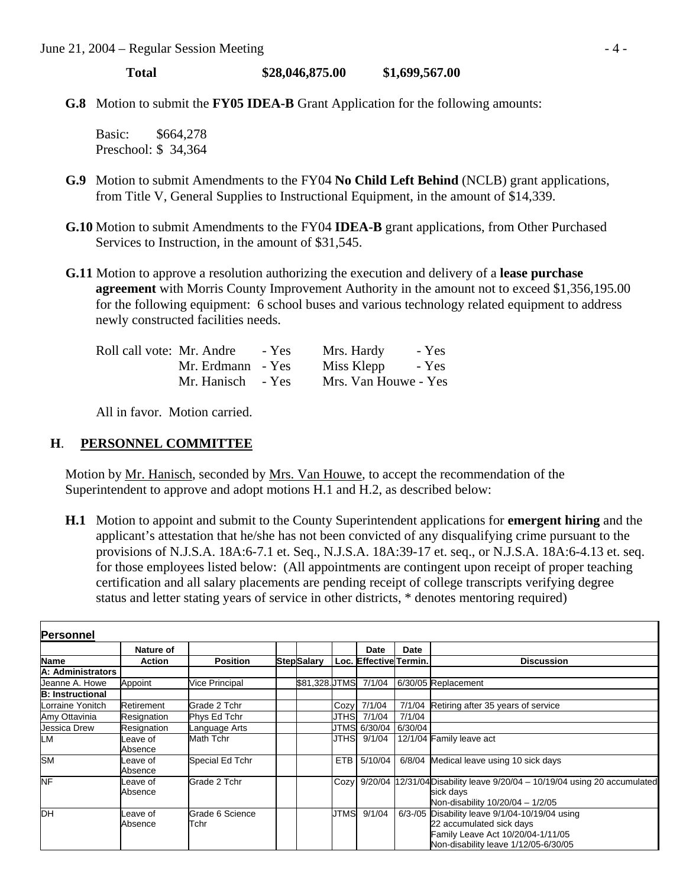**Total** **$28,046,875.00** **$1,699,567.00**

**G.8** Motion to submit the **FY05 IDEA-B** Grant Application for the following amounts:

Basic: $664,278
Preschool: $ 34,364

**G.9** Motion to submit Amendments to the FY04 **No Child Left Behind** (NCLB) grant applications, from Title V, General Supplies to Instructional Equipment, in the amount of $14,339.

**G.10** Motion to submit Amendments to the FY04 **IDEA-B** grant applications, from Other Purchased Services to Instruction, in the amount of $31,545.

**G.11** Motion to approve a resolution authorizing the execution and delivery of a **lease purchase agreement** with Morris County Improvement Authority in the amount not to exceed $1,356,195.00 for the following equipment: 6 school buses and various technology related equipment to address newly constructed facilities needs.

Roll call vote: Mr. Andre - Yes Mrs. Hardy - Yes
Mr. Erdmann - Yes Miss Klepp - Yes
Mr. Hanisch - Yes Mrs. Van Houwe - Yes

All in favor. Motion carried.

## H. PERSONNEL COMMITTEE

Motion by Mr. Hanisch, seconded by Mrs. Van Houwe, to accept the recommendation of the Superintendent to approve and adopt motions H.1 and H.2, as described below:

**H.1** Motion to appoint and submit to the County Superintendent applications for **emergent hiring** and the applicant's attestation that he/she has not been convicted of any disqualifying crime pursuant to the provisions of N.J.S.A. 18A:6-7.1 et. Seq., N.J.S.A. 18A:39-17 et. seq., or N.J.S.A. 18A:6-4.13 et. seq. for those employees listed below: (All appointments are contingent upon receipt of proper teaching certification and all salary placements are pending receipt of college transcripts verifying degree status and letter stating years of service in other districts, * denotes mentoring required)

**Personnel**

| Name | Nature of Action | Position | Step | Salary | Loc. | Date Effective | Date Termin. | Discussion |
|---|---|---|---|---|---|---|---|---|
| **A: Administrators** | | | | | | | | |
| Jeanne A. Howe | Appoint | Vice Principal | | $81,328. | JTMS | 7/1/04 | 6/30/05 | Replacement |
| **B: Instructional** | | | | | | | | |
| Lorraine Yonitch | Retirement | Grade 2 Tchr | | | Cozy | 7/1/04 | 7/1/04 | Retiring after 35 years of service |
| Amy Ottavinia | Resignation | Phys Ed Tchr | | | JTHS | 7/1/04 | 7/1/04 | |
| Jessica Drew | Resignation | Language Arts | | | JTMS | 6/30/04 | 6/30/04 | |
| LM | Leave of Absence | Math Tchr | | | JTHS | 9/1/04 | 12/1/04 | Family leave act |
| SM | Leave of Absence | Special Ed Tchr | | | ETB | 5/10/04 | 6/8/04 | Medical leave using 10 sick days |
| NF | Leave of Absence | Grade 2 Tchr | | | Cozy | 9/20/04 | 12/31/04 | Disability leave 9/20/04 – 10/19/04 using 20 accumulated sick days<br>Non-disability 10/20/04 – 1/2/05 |
| DH | Leave of Absence | Grade 6 Science Tchr | | | JTMS | 9/1/04 | 6/3-/05 | Disability leave 9/1/04-10/19/04 using 22 accumulated sick days<br>Family Leave Act 10/20/04-1/11/05<br>Non-disability leave 1/12/05-6/30/05 |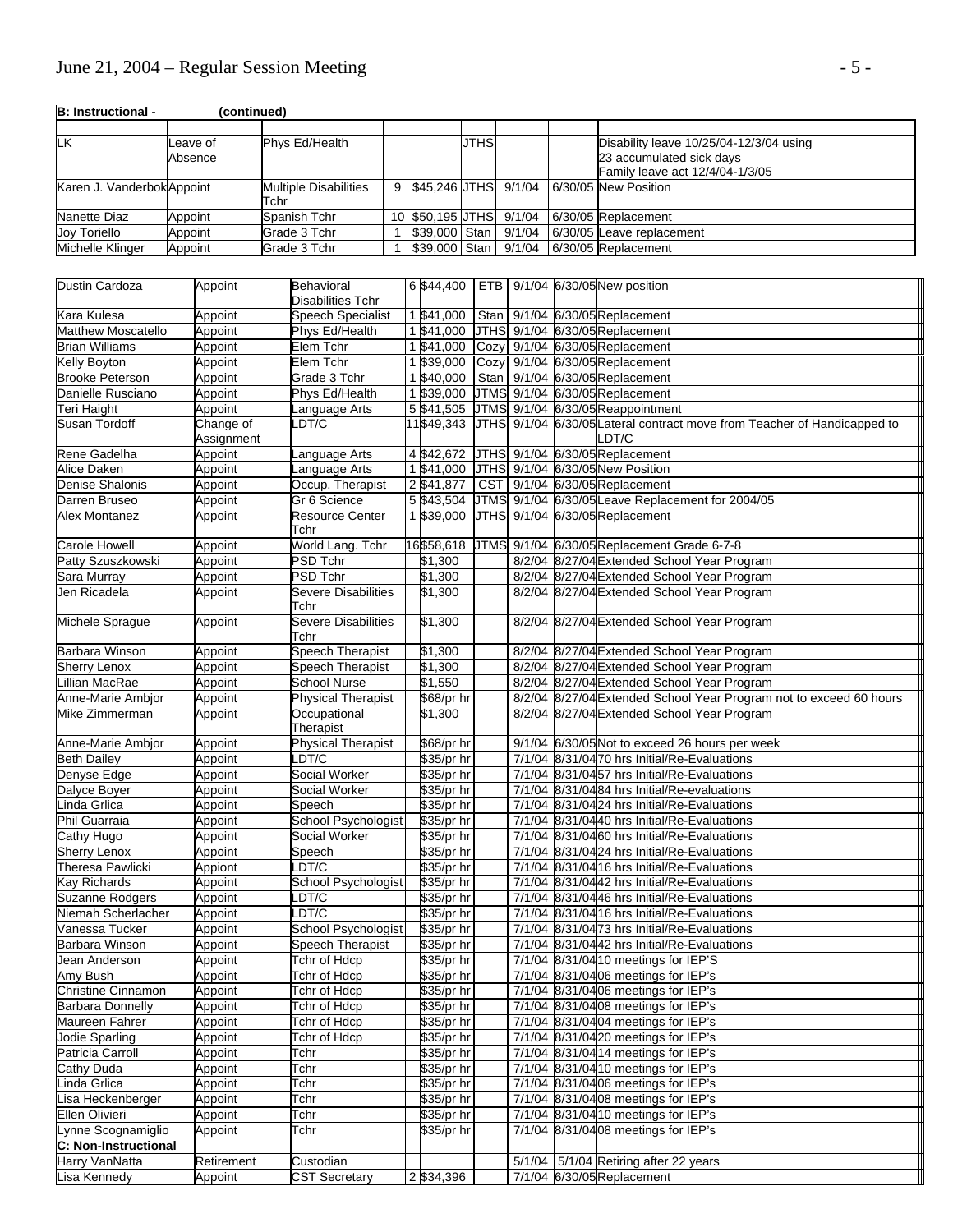**B: Instructional - (continued)**

| | | | | | | | | |
|---|---|---|---|---|---|---|---|---|
| LK | Leave of Absence | Phys Ed/Health | | | JTHS | | | Disability leave 10/25/04-12/3/04 using 23 accumulated sick days Family leave act 12/4/04-1/3/05 |
| Karen J. Vanderbok | Appoint | Multiple Disabilities Tchr | 9 | $45,246 | JTHS | 9/1/04 | 6/30/05 | New Position |
| Nanette Diaz | Appoint | Spanish Tchr | 10 | $50,195 | JTHS | 9/1/04 | 6/30/05 | Replacement |
| Joy Toriello | Appoint | Grade 3 Tchr | 1 | $39,000 | Stan | 9/1/04 | 6/30/05 | Leave replacement |
| Michelle Klinger | Appoint | Grade 3 Tchr | 1 | $39,000 | Stan | 9/1/04 | 6/30/05 | Replacement |

| | | | | | | | | |
|---|---|---|---|---|---|---|---|---|
| Dustin Cardoza | Appoint | Behavioral Disabilities Tchr | 6 | $44,400 | ETB | 9/1/04 | 6/30/05 | New position |
| Kara Kulesa | Appoint | Speech Specialist | 1 | $41,000 | Stan | 9/1/04 | 6/30/05 | Replacement |
| Matthew Moscatello | Appoint | Phys Ed/Health | 1 | $41,000 | JTHS | 9/1/04 | 6/30/05 | Replacement |
| Brian Williams | Appoint | Elem Tchr | 1 | $41,000 | Cozy | 9/1/04 | 6/30/05 | Replacement |
| Kelly Boyton | Appoint | Elem Tchr | 1 | $39,000 | Cozy | 9/1/04 | 6/30/05 | Replacement |
| Brooke Peterson | Appoint | Grade 3 Tchr | 1 | $40,000 | Stan | 9/1/04 | 6/30/05 | Replacement |
| Danielle Rusciano | Appoint | Phys Ed/Health | 1 | $39,000 | JTMS | 9/1/04 | 6/30/05 | Replacement |
| Teri Haight | Appoint | Language Arts | 5 | $41,505 | JTMS | 9/1/04 | 6/30/05 | Reappointment |
| Susan Tordoff | Change of Assignment | LDT/C | 11 | $49,343 | JTHS | 9/1/04 | 6/30/05 | Lateral contract move from Teacher of Handicapped to LDT/C |
| Rene Gadelha | Appoint | Language Arts | 4 | $42,672 | JTHS | 9/1/04 | 6/30/05 | Replacement |
| Alice Daken | Appoint | Language Arts | 1 | $41,000 | JTHS | 9/1/04 | 6/30/05 | New Position |
| Denise Shalonis | Appoint | Occup. Therapist | 2 | $41,877 | CST | 9/1/04 | 6/30/05 | Replacement |
| Darren Bruseo | Appoint | Gr 6 Science | 5 | $43,504 | JTMS | 9/1/04 | 6/30/05 | Leave Replacement for 2004/05 |
| Alex Montanez | Appoint | Resource Center Tchr | 1 | $39,000 | JTHS | 9/1/04 | 6/30/05 | Replacement |
| Carole Howell | Appoint | World Lang. Tchr | 16 | $58,618 | JTMS | 9/1/04 | 6/30/05 | Replacement Grade 6-7-8 |
| Patty Szuszkowski | Appoint | PSD Tchr | | $1,300 | | 8/2/04 | 8/27/04 | Extended School Year Program |
| Sara Murray | Appoint | PSD Tchr | | $1,300 | | 8/2/04 | 8/27/04 | Extended School Year Program |
| Jen Ricadela | Appoint | Severe Disabilities Tchr | | $1,300 | | 8/2/04 | 8/27/04 | Extended School Year Program |
| Michele Sprague | Appoint | Severe Disabilities Tchr | | $1,300 | | 8/2/04 | 8/27/04 | Extended School Year Program |
| Barbara Winson | Appoint | Speech Therapist | | $1,300 | | 8/2/04 | 8/27/04 | Extended School Year Program |
| Sherry Lenox | Appoint | Speech Therapist | | $1,300 | | 8/2/04 | 8/27/04 | Extended School Year Program |
| Lillian MacRae | Appoint | School Nurse | | $1,550 | | 8/2/04 | 8/27/04 | Extended School Year Program |
| Anne-Marie Ambjor | Appoint | Physical Therapist | | $68/pr hr | | 8/2/04 | 8/27/04 | Extended School Year Program not to exceed 60 hours |
| Mike Zimmerman | Appoint | Occupational Therapist | | $1,300 | | 8/2/04 | 8/27/04 | Extended School Year Program |
| Anne-Marie Ambjor | Appoint | Physical Therapist | | $68/pr hr | | 9/1/04 | 6/30/05 | Not to exceed 26 hours per week |
| Beth Dailey | Appoint | LDT/C | | $35/pr hr | | 7/1/04 | 8/31/04 | 70 hrs Initial/Re-Evaluations |
| Denyse Edge | Appoint | Social Worker | | $35/pr hr | | 7/1/04 | 8/31/04 | 57 hrs Initial/Re-Evaluations |
| Dalyce Boyer | Appoint | Social Worker | | $35/pr hr | | 7/1/04 | 8/31/04 | 84 hrs Initial/Re-evaluations |
| Linda Grlica | Appoint | Speech | | $35/pr hr | | 7/1/04 | 8/31/04 | 24 hrs Initial/Re-Evaluations |
| Phil Guarraia | Appoint | School Psychologist | | $35/pr hr | | 7/1/04 | 8/31/04 | 40 hrs Initial/Re-Evaluations |
| Cathy Hugo | Appoint | Social Worker | | $35/pr hr | | 7/1/04 | 8/31/04 | 60 hrs Initial/Re-Evaluations |
| Sherry Lenox | Appoint | Speech | | $35/pr hr | | 7/1/04 | 8/31/04 | 24 hrs Initial/Re-Evaluations |
| Theresa Pawlicki | Appoint | LDT/C | | $35/pr hr | | 7/1/04 | 8/31/04 | 16 hrs Initial/Re-Evaluations |
| Kay Richards | Appoint | School Psychologist | | $35/pr hr | | 7/1/04 | 8/31/04 | 42 hrs Initial/Re-Evaluations |
| Suzanne Rodgers | Appoint | LDT/C | | $35/pr hr | | 7/1/04 | 8/31/04 | 46 hrs Initial/Re-Evaluations |
| Niemah Scherlacher | Appoint | LDT/C | | $35/pr hr | | 7/1/04 | 8/31/04 | 16 hrs Initial/Re-Evaluations |
| Vanessa Tucker | Appoint | School Psychologist | | $35/pr hr | | 7/1/04 | 8/31/04 | 73 hrs Initial/Re-Evaluations |
| Barbara Winson | Appoint | Speech Therapist | | $35/pr hr | | 7/1/04 | 8/31/04 | 42 hrs Initial/Re-Evaluations |
| Jean Anderson | Appoint | Tchr of Hdcp | | $35/pr hr | | 7/1/04 | 8/31/04 | 10 meetings for IEP'S |
| Amy Bush | Appoint | Tchr of Hdcp | | $35/pr hr | | 7/1/04 | 8/31/04 | 06 meetings for IEP's |
| Christine Cinnamon | Appoint | Tchr of Hdcp | | $35/pr hr | | 7/1/04 | 8/31/04 | 06 meetings for IEP's |
| Barbara Donnelly | Appoint | Tchr of Hdcp | | $35/pr hr | | 7/1/04 | 8/31/04 | 08 meetings for IEP's |
| Maureen Fahrer | Appoint | Tchr of Hdcp | | $35/pr hr | | 7/1/04 | 8/31/04 | 04 meetings for IEP's |
| Jodie Sparling | Appoint | Tchr of Hdcp | | $35/pr hr | | 7/1/04 | 8/31/04 | 20 meetings for IEP's |
| Patricia Carroll | Appoint | Tchr | | $35/pr hr | | 7/1/04 | 8/31/04 | 14 meetings for IEP's |
| Cathy Duda | Appoint | Tchr | | $35/pr hr | | 7/1/04 | 8/31/04 | 10 meetings for IEP's |
| Linda Grlica | Appoint | Tchr | | $35/pr hr | | 7/1/04 | 8/31/04 | 06 meetings for IEP's |
| Lisa Heckenberger | Appoint | Tchr | | $35/pr hr | | 7/1/04 | 8/31/04 | 08 meetings for IEP's |
| Ellen Olivieri | Appoint | Tchr | | $35/pr hr | | 7/1/04 | 8/31/04 | 10 meetings for IEP's |
| Lynne Scognamiglio | Appoint | Tchr | | $35/pr hr | | 7/1/04 | 8/31/04 | 08 meetings for IEP's |
| **C: Non-Instructional** | | | | | | | | |
| Harry VanNatta | Retirement | Custodian | | | | 5/1/04 | 5/1/04 | Retiring after 22 years |
| Lisa Kennedy | Appoint | CST Secretary | 2 | $34,396 | | 7/1/04 | 6/30/05 | Replacement |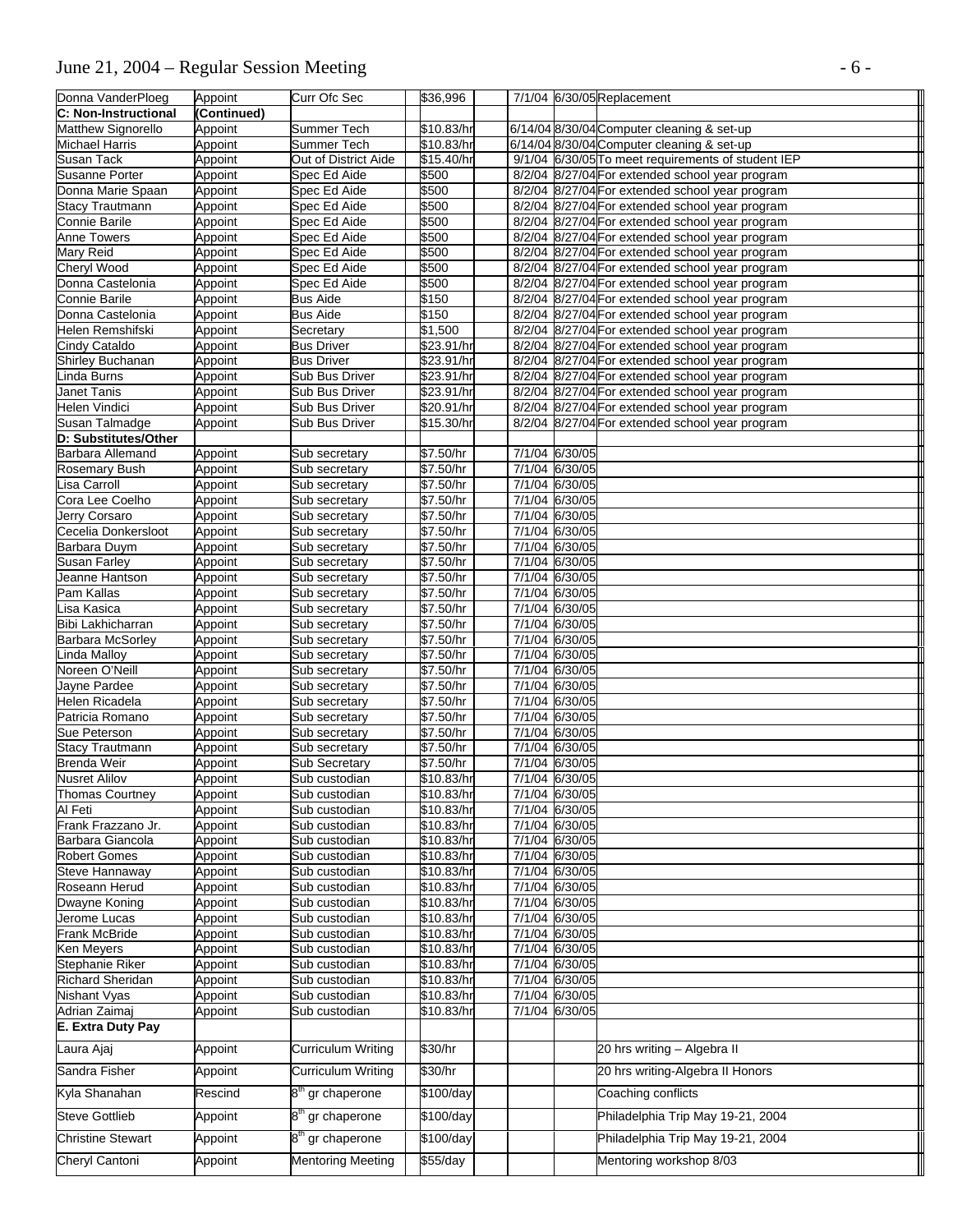| | | | | | | | |
|---|---|---|---|---|---|---|---|
| Donna VanderPloeg | Appoint | Curr Ofc Sec | | $36,996 | | 7/1/04 | 6/30/05 | Replacement |
| **C: Non-Instructional** | **(Continued)** | | | | | | | |
| Matthew Signorello | Appoint | Summer Tech | | $10.83/hr | | 6/14/04 | 8/30/04 | Computer cleaning & set-up |
| Michael Harris | Appoint | Summer Tech | | $10.83/hr | | 6/14/04 | 8/30/04 | Computer cleaning & set-up |
| Susan Tack | Appoint | Out of District Aide | | $15.40/hr | | 9/1/04 | 6/30/05 | To meet requirements of student IEP |
| Susanne Porter | Appoint | Spec Ed Aide | | $500 | | 8/2/04 | 8/27/04 | For extended school year program |
| Donna Marie Spaan | Appoint | Spec Ed Aide | | $500 | | 8/2/04 | 8/27/04 | For extended school year program |
| Stacy Trautmann | Appoint | Spec Ed Aide | | $500 | | 8/2/04 | 8/27/04 | For extended school year program |
| Connie Barile | Appoint | Spec Ed Aide | | $500 | | 8/2/04 | 8/27/04 | For extended school year program |
| Anne Towers | Appoint | Spec Ed Aide | | $500 | | 8/2/04 | 8/27/04 | For extended school year program |
| Mary Reid | Appoint | Spec Ed Aide | | $500 | | 8/2/04 | 8/27/04 | For extended school year program |
| Cheryl Wood | Appoint | Spec Ed Aide | | $500 | | 8/2/04 | 8/27/04 | For extended school year program |
| Donna Castelonia | Appoint | Spec Ed Aide | | $500 | | 8/2/04 | 8/27/04 | For extended school year program |
| Connie Barile | Appoint | Bus Aide | | $150 | | 8/2/04 | 8/27/04 | For extended school year program |
| Donna Castelonia | Appoint | Bus Aide | | $150 | | 8/2/04 | 8/27/04 | For extended school year program |
| Helen Remshifski | Appoint | Secretary | | $1,500 | | 8/2/04 | 8/27/04 | For extended school year program |
| Cindy Cataldo | Appoint | Bus Driver | | $23.91/hr | | 8/2/04 | 8/27/04 | For extended school year program |
| Shirley Buchanan | Appoint | Bus Driver | | $23.91/hr | | 8/2/04 | 8/27/04 | For extended school year program |
| Linda Burns | Appoint | Sub Bus Driver | | $23.91/hr | | 8/2/04 | 8/27/04 | For extended school year program |
| Janet Tanis | Appoint | Sub Bus Driver | | $23.91/hr | | 8/2/04 | 8/27/04 | For extended school year program |
| Helen Vindici | Appoint | Sub Bus Driver | | $20.91/hr | | 8/2/04 | 8/27/04 | For extended school year program |
| Susan Talmadge | Appoint | Sub Bus Driver | | $15.30/hr | | 8/2/04 | 8/27/04 | For extended school year program |
| **D: Substitutes/Other** | | | | | | | | |
| Barbara Allemand | Appoint | Sub secretary | | $7.50/hr | | 7/1/04 | 6/30/05 | |
| Rosemary Bush | Appoint | Sub secretary | | $7.50/hr | | 7/1/04 | 6/30/05 | |
| Lisa Carroll | Appoint | Sub secretary | | $7.50/hr | | 7/1/04 | 6/30/05 | |
| Cora Lee Coelho | Appoint | Sub secretary | | $7.50/hr | | 7/1/04 | 6/30/05 | |
| Jerry Corsaro | Appoint | Sub secretary | | $7.50/hr | | 7/1/04 | 6/30/05 | |
| Cecelia Donkersloot | Appoint | Sub secretary | | $7.50/hr | | 7/1/04 | 6/30/05 | |
| Barbara Duym | Appoint | Sub secretary | | $7.50/hr | | 7/1/04 | 6/30/05 | |
| Susan Farley | Appoint | Sub secretary | | $7.50/hr | | 7/1/04 | 6/30/05 | |
| Jeanne Hantson | Appoint | Sub secretary | | $7.50/hr | | 7/1/04 | 6/30/05 | |
| Pam Kallas | Appoint | Sub secretary | | $7.50/hr | | 7/1/04 | 6/30/05 | |
| Lisa Kasica | Appoint | Sub secretary | | $7.50/hr | | 7/1/04 | 6/30/05 | |
| Bibi Lakhicharran | Appoint | Sub secretary | | $7.50/hr | | 7/1/04 | 6/30/05 | |
| Barbara McSorley | Appoint | Sub secretary | | $7.50/hr | | 7/1/04 | 6/30/05 | |
| Linda Malloy | Appoint | Sub secretary | | $7.50/hr | | 7/1/04 | 6/30/05 | |
| Noreen O'Neill | Appoint | Sub secretary | | $7.50/hr | | 7/1/04 | 6/30/05 | |
| Jayne Pardee | Appoint | Sub secretary | | $7.50/hr | | 7/1/04 | 6/30/05 | |
| Helen Ricadela | Appoint | Sub secretary | | $7.50/hr | | 7/1/04 | 6/30/05 | |
| Patricia Romano | Appoint | Sub secretary | | $7.50/hr | | 7/1/04 | 6/30/05 | |
| Sue Peterson | Appoint | Sub secretary | | $7.50/hr | | 7/1/04 | 6/30/05 | |
| Stacy Trautmann | Appoint | Sub secretary | | $7.50/hr | | 7/1/04 | 6/30/05 | |
| Brenda Weir | Appoint | Sub Secretary | | $7.50/hr | | 7/1/04 | 6/30/05 | |
| Nusret Alilov | Appoint | Sub custodian | | $10.83/hr | | 7/1/04 | 6/30/05 | |
| Thomas Courtney | Appoint | Sub custodian | | $10.83/hr | | 7/1/04 | 6/30/05 | |
| Al Feti | Appoint | Sub custodian | | $10.83/hr | | 7/1/04 | 6/30/05 | |
| Frank Frazzano Jr. | Appoint | Sub custodian | | $10.83/hr | | 7/1/04 | 6/30/05 | |
| Barbara Giancola | Appoint | Sub custodian | | $10.83/hr | | 7/1/04 | 6/30/05 | |
| Robert Gomes | Appoint | Sub custodian | | $10.83/hr | | 7/1/04 | 6/30/05 | |
| Steve Hannaway | Appoint | Sub custodian | | $10.83/hr | | 7/1/04 | 6/30/05 | |
| Roseann Herud | Appoint | Sub custodian | | $10.83/hr | | 7/1/04 | 6/30/05 | |
| Dwayne Koning | Appoint | Sub custodian | | $10.83/hr | | 7/1/04 | 6/30/05 | |
| Jerome Lucas | Appoint | Sub custodian | | $10.83/hr | | 7/1/04 | 6/30/05 | |
| Frank McBride | Appoint | Sub custodian | | $10.83/hr | | 7/1/04 | 6/30/05 | |
| Ken Meyers | Appoint | Sub custodian | | $10.83/hr | | 7/1/04 | 6/30/05 | |
| Stephanie Riker | Appoint | Sub custodian | | $10.83/hr | | 7/1/04 | 6/30/05 | |
| Richard Sheridan | Appoint | Sub custodian | | $10.83/hr | | 7/1/04 | 6/30/05 | |
| Nishant Vyas | Appoint | Sub custodian | | $10.83/hr | | 7/1/04 | 6/30/05 | |
| Adrian Zaimaj | Appoint | Sub custodian | | $10.83/hr | | 7/1/04 | 6/30/05 | |
| **E. Extra Duty Pay** | | | | | | | | |
| Laura Ajaj | Appoint | Curriculum Writing | | $30/hr | | | | 20 hrs writing – Algebra II |
| Sandra Fisher | Appoint | Curriculum Writing | | $30/hr | | | | 20 hrs writing-Algebra II Honors |
| Kyla Shanahan | Rescind | 8th gr chaperone | | $100/day | | | | Coaching conflicts |
| Steve Gottlieb | Appoint | 8th gr chaperone | | $100/day | | | | Philadelphia Trip May 19-21, 2004 |
| Christine Stewart | Appoint | 8th gr chaperone | | $100/day | | | | Philadelphia Trip May 19-21, 2004 |
| Cheryl Cantoni | Appoint | Mentoring Meeting | | $55/day | | | | Mentoring workshop 8/03 |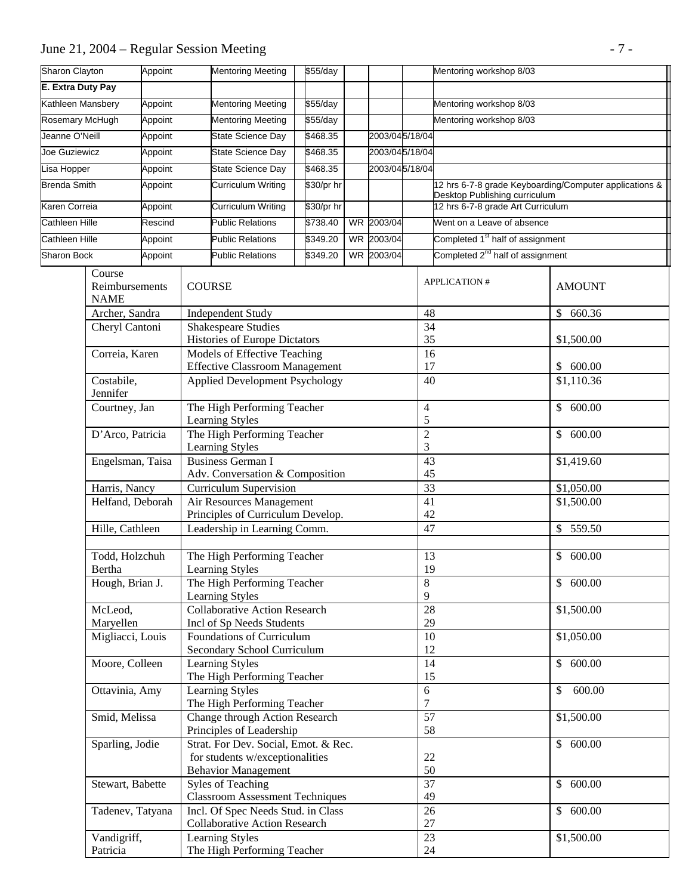| | | | | | | | |
|---|---|---|---|---|---|---|---|
| Sharon Clayton | Appoint | Mentoring Meeting | $55/day | | | | Mentoring workshop 8/03 |
| **E. Extra Duty Pay** | | | | | | | |
| Kathleen Mansbery | Appoint | Mentoring Meeting | $55/day | | | | Mentoring workshop 8/03 |
| Rosemary McHugh | Appoint | Mentoring Meeting | $55/day | | | | Mentoring workshop 8/03 |
| Jeanne O'Neill | Appoint | State Science Day | $468.35 | | 2003/04 | 5/18/04 | |
| Joe Guziewicz | Appoint | State Science Day | $468.35 | | 2003/04 | 5/18/04 | |
| Lisa Hopper | Appoint | State Science Day | $468.35 | | 2003/04 | 5/18/04 | |
| Brenda Smith | Appoint | Curriculum Writing | $30/pr hr | | | | 12 hrs 6-7-8 grade Keyboarding/Computer applications & Desktop Publishing curriculum |
| Karen Correia | Appoint | Curriculum Writing | $30/pr hr | | | | 12 hrs 6-7-8 grade Art Curriculum |
| Cathleen Hille | Rescind | Public Relations | $738.40 | WR | 2003/04 | | Went on a Leave of absence |
| Cathleen Hille | Appoint | Public Relations | $349.20 | WR | 2003/04 | | Completed 1st half of assignment |
| Sharon Bock | Appoint | Public Relations | $349.20 | WR | 2003/04 | | Completed 2nd half of assignment |

| Course Reimbursements NAME | COURSE | APPLICATION # | AMOUNT |
|---|---|---|---|
| Archer, Sandra | Independent Study | 48 | $ 660.36 |
| Cheryl Cantoni | Shakespeare Studies<br>Histories of Europe Dictators | 34<br>35 | $1,500.00 |
| Correia, Karen | Models of Effective Teaching<br>Effective Classroom Management | 16<br>17 | $ 600.00 |
| Costabile, Jennifer | Applied Development Psychology | 40 | $1,110.36 |
| Courtney, Jan | The High Performing Teacher<br>Learning Styles | 4<br>5 | $ 600.00 |
| D'Arco, Patricia | The High Performing Teacher<br>Learning Styles | 2<br>3 | $ 600.00 |
| Engelsman, Taisa | Business German I<br>Adv. Conversation & Composition | 43<br>45 | $1,419.60 |
| Harris, Nancy | Curriculum Supervision | 33 | $1,050.00 |
| Helfand, Deborah | Air Resources Management<br>Principles of Curriculum Develop. | 41<br>42 | $1,500.00 |
| Hille, Cathleen | Leadership in Learning Comm. | 47 | $ 559.50 |
| | | | |
| Todd, Holzchuh Bertha | The High Performing Teacher<br>Learning Styles | 13<br>19 | $ 600.00 |
| Hough, Brian J. | The High Performing Teacher<br>Learning Styles | 8<br>9 | $ 600.00 |
| McLeod, Maryellen | Collaborative Action Research<br>Incl of Sp Needs Students | 28<br>29 | $1,500.00 |
| Migliacci, Louis | Foundations of Curriculum<br>Secondary School Curriculum | 10<br>12 | $1,050.00 |
| Moore, Colleen | Learning Styles<br>The High Performing Teacher | 14<br>15 | $ 600.00 |
| Ottavinia, Amy | Learning Styles<br>The High Performing Teacher | 6<br>7 | $ 600.00 |
| Smid, Melissa | Change through Action Research<br>Principles of Leadership | 57<br>58 | $1,500.00 |
| Sparling, Jodie | Strat. For Dev. Social, Emot. & Rec. for students w/exceptionalities<br>Behavior Management | 22<br>50 | $ 600.00 |
| Stewart, Babette | Syles of Teaching<br>Classroom Assessment Techniques | 37<br>49 | $ 600.00 |
| Tadenev, Tatyana | Incl. Of Spec Needs Stud. in Class<br>Collaborative Action Research | 26<br>27 | $ 600.00 |
| Vandigriff, Patricia | Learning Styles<br>The High Performing Teacher | 23<br>24 | $1,500.00 |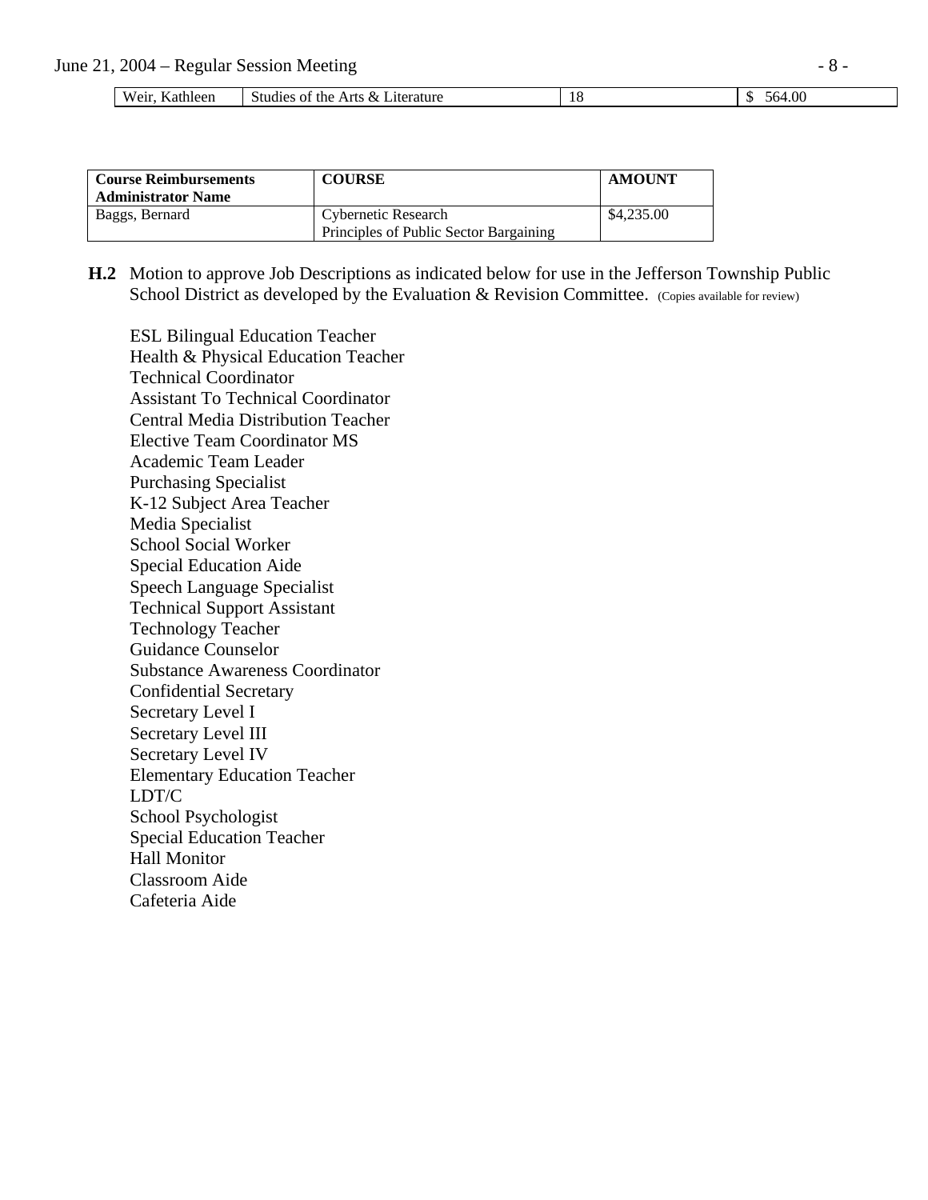| Weir, Kathleen | Studies of the Arts & Literature | 18 | $ 564.00 |
|---|---|---|---|

| Course Reimbursements Administrator Name | COURSE | AMOUNT |
|---|---|---|
| Baggs, Bernard | Cybernetic Research<br>Principles of Public Sector Bargaining | $4,235.00 |

**H.2** Motion to approve Job Descriptions as indicated below for use in the Jefferson Township Public School District as developed by the Evaluation & Revision Committee. (Copies available for review)

ESL Bilingual Education Teacher
Health & Physical Education Teacher
Technical Coordinator
Assistant To Technical Coordinator
Central Media Distribution Teacher
Elective Team Coordinator MS
Academic Team Leader
Purchasing Specialist
K-12 Subject Area Teacher
Media Specialist
School Social Worker
Special Education Aide
Speech Language Specialist
Technical Support Assistant
Technology Teacher
Guidance Counselor
Substance Awareness Coordinator
Confidential Secretary
Secretary Level I
Secretary Level III
Secretary Level IV
Elementary Education Teacher
LDT/C
School Psychologist
Special Education Teacher
Hall Monitor
Classroom Aide
Cafeteria Aide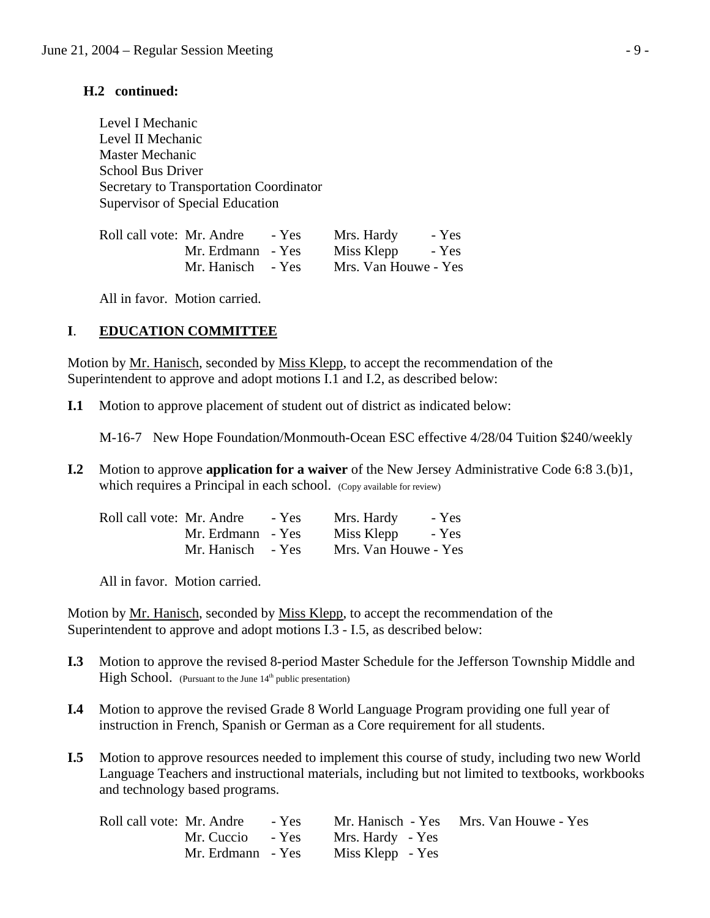**H.2 continued:**

Level I Mechanic
Level II Mechanic
Master Mechanic
School Bus Driver
Secretary to Transportation Coordinator
Supervisor of Special Education

| Roll call vote: | | | |
|---|---|---|---|
| Mr. Andre | - Yes | Mrs. Hardy | - Yes |
| Mr. Erdmann | - Yes | Miss Klepp | - Yes |
| Mr. Hanisch | - Yes | Mrs. Van Houwe | - Yes |

All in favor. Motion carried.

## I. EDUCATION COMMITTEE

Motion by Mr. Hanisch, seconded by Miss Klepp, to accept the recommendation of the Superintendent to approve and adopt motions I.1 and I.2, as described below:

**I.1** Motion to approve placement of student out of district as indicated below:

M-16-7 New Hope Foundation/Monmouth-Ocean ESC effective 4/28/04 Tuition $240/weekly

**I.2** Motion to approve **application for a waiver** of the New Jersey Administrative Code 6:8 3.(b)1, which requires a Principal in each school. (Copy available for review)

| Roll call vote: | | | |
|---|---|---|---|
| Mr. Andre | - Yes | Mrs. Hardy | - Yes |
| Mr. Erdmann | - Yes | Miss Klepp | - Yes |
| Mr. Hanisch | - Yes | Mrs. Van Houwe | - Yes |

All in favor. Motion carried.

Motion by Mr. Hanisch, seconded by Miss Klepp, to accept the recommendation of the Superintendent to approve and adopt motions I.3 - I.5, as described below:

**I.3** Motion to approve the revised 8-period Master Schedule for the Jefferson Township Middle and High School. (Pursuant to the June 14th public presentation)

**I.4** Motion to approve the revised Grade 8 World Language Program providing one full year of instruction in French, Spanish or German as a Core requirement for all students.

**I.5** Motion to approve resources needed to implement this course of study, including two new World Language Teachers and instructional materials, including but not limited to textbooks, workbooks and technology based programs.

| Roll call vote: | | | | | |
|---|---|---|---|---|---|
| Mr. Andre | - Yes | Mr. Hanisch | - Yes | Mrs. Van Houwe | - Yes |
| Mr. Cuccio | - Yes | Mrs. Hardy | - Yes | | |
| Mr. Erdmann | - Yes | Miss Klepp | - Yes | | |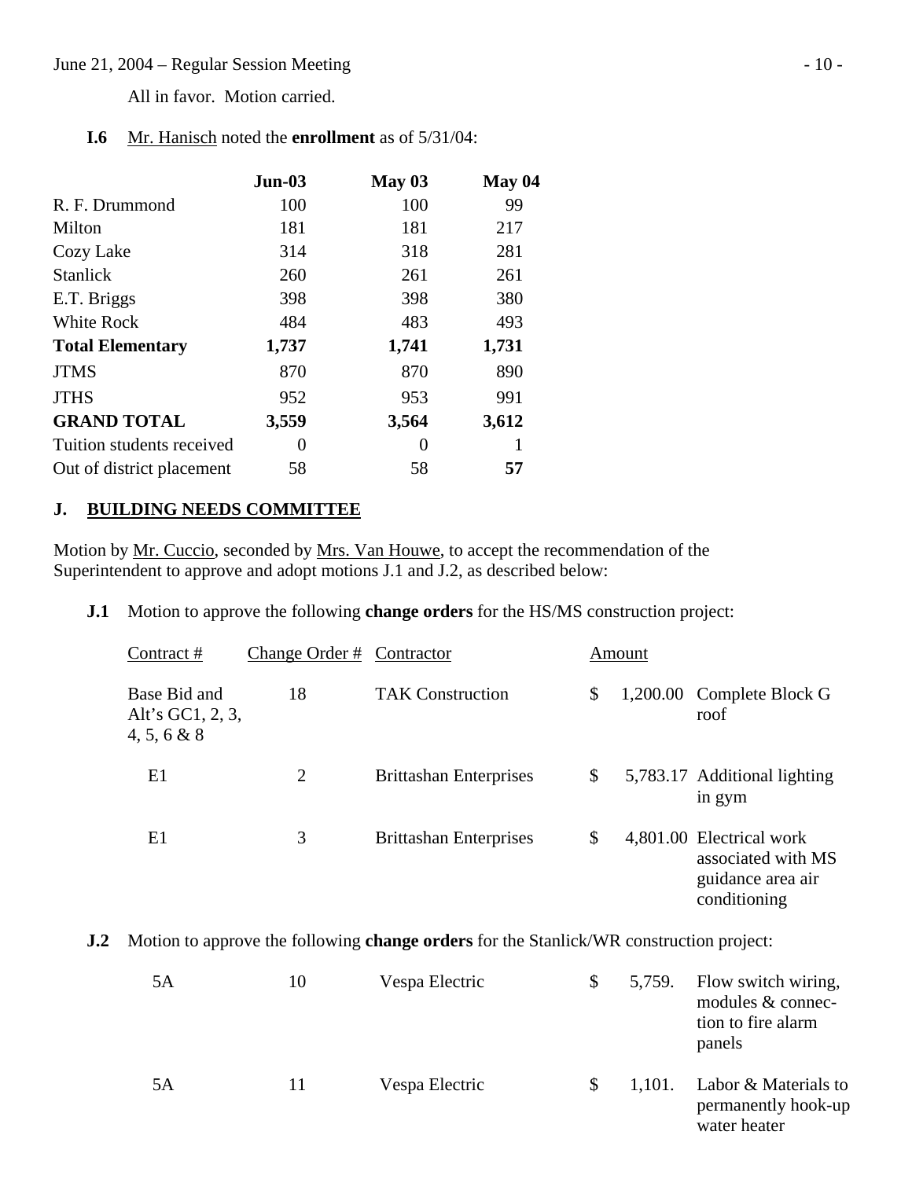All in favor. Motion carried.

**I.6** Mr. Hanisch noted the **enrollment** as of 5/31/04:

| | **Jun-03** | **May 03** | **May 04** |
|---|---|---|---|
| R. F. Drummond | 100 | 100 | 99 |
| Milton | 181 | 181 | 217 |
| Cozy Lake | 314 | 318 | 281 |
| Stanlick | 260 | 261 | 261 |
| E.T. Briggs | 398 | 398 | 380 |
| White Rock | 484 | 483 | 493 |
| **Total Elementary** | **1,737** | **1,741** | **1,731** |
| JTMS | 870 | 870 | 890 |
| JTHS | 952 | 953 | 991 |
| **GRAND TOTAL** | **3,559** | **3,564** | **3,612** |
| Tuition students received | 0 | 0 | 1 |
| Out of district placement | 58 | 58 | **57** |

## J. BUILDING NEEDS COMMITTEE

Motion by Mr. Cuccio, seconded by Mrs. Van Houwe, to accept the recommendation of the Superintendent to approve and adopt motions J.1 and J.2, as described below:

**J.1** Motion to approve the following **change orders** for the HS/MS construction project:

| Contract # | Change Order # | Contractor | Amount | |
|---|---|---|---|---|
| Base Bid and Alt's GC1, 2, 3, 4, 5, 6 & 8 | 18 | TAK Construction | $ 1,200.00 | Complete Block G roof |
| E1 | 2 | Brittashan Enterprises | $ 5,783.17 | Additional lighting in gym |
| E1 | 3 | Brittashan Enterprises | $ 4,801.00 | Electrical work associated with MS guidance area air conditioning |

**J.2** Motion to approve the following **change orders** for the Stanlick/WR construction project:

| Contract # | Change Order # | Contractor | Amount | |
|---|---|---|---|---|
| 5A | 10 | Vespa Electric | $ 5,759. | Flow switch wiring, modules & connection to fire alarm panels |
| 5A | 11 | Vespa Electric | $ 1,101. | Labor & Materials to permanently hook-up water heater |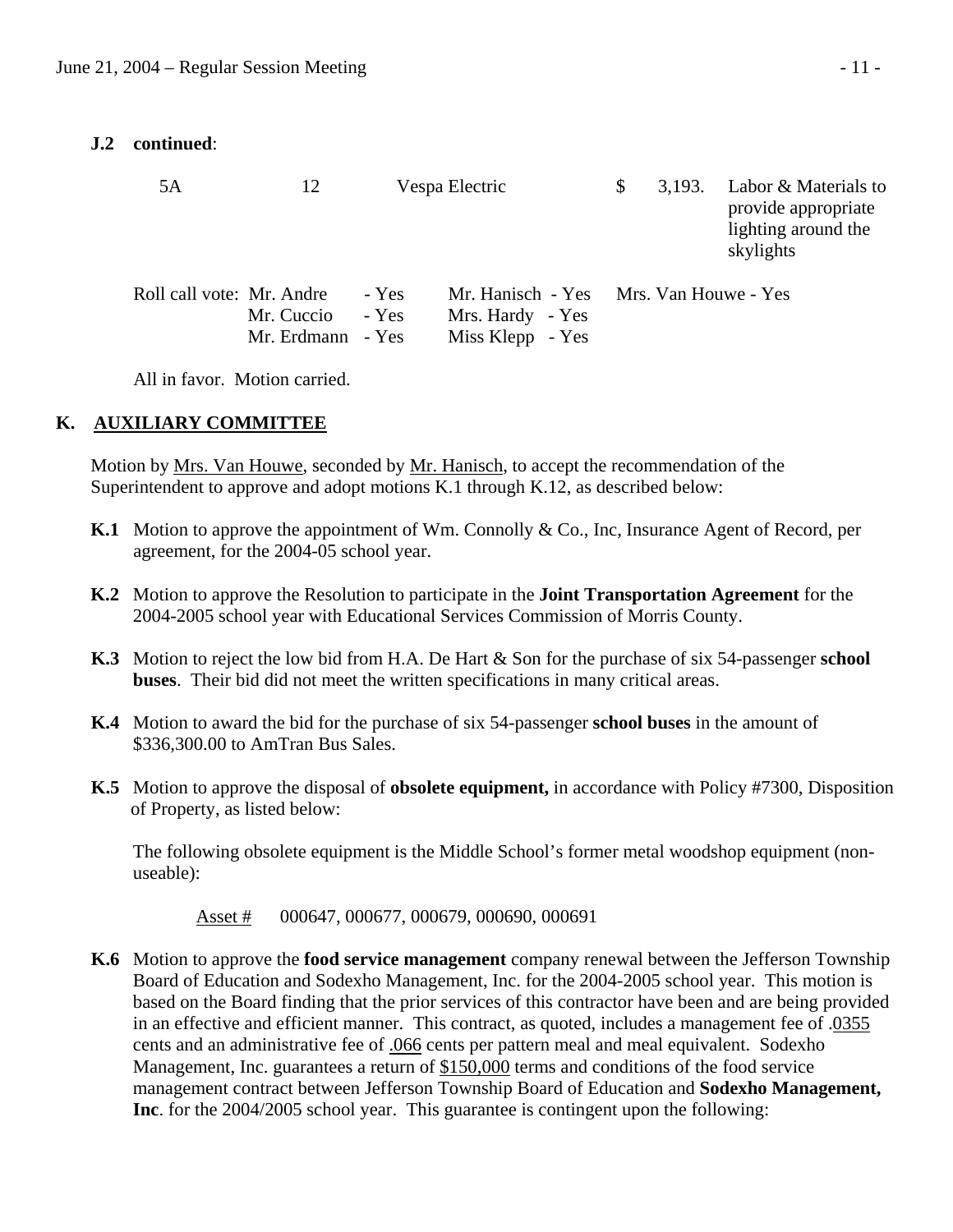**J.2 continued**:

| | | | | |
|---|---|---|---|---|
| 5A | 12 | Vespa Electric | $ 3,193. | Labor & Materials to provide appropriate lighting around the skylights |

Roll call vote: Mr. Andre - Yes, Mr. Cuccio - Yes, Mr. Erdmann - Yes, Mr. Hanisch - Yes, Mrs. Hardy - Yes, Miss Klepp - Yes, Mrs. Van Houwe - Yes

All in favor. Motion carried.

## K. AUXILIARY COMMITTEE

Motion by Mrs. Van Houwe, seconded by Mr. Hanisch, to accept the recommendation of the Superintendent to approve and adopt motions K.1 through K.12, as described below:

**K.1** Motion to approve the appointment of Wm. Connolly & Co., Inc, Insurance Agent of Record, per agreement, for the 2004-05 school year.

**K.2** Motion to approve the Resolution to participate in the **Joint Transportation Agreement** for the 2004-2005 school year with Educational Services Commission of Morris County.

**K.3** Motion to reject the low bid from H.A. De Hart & Son for the purchase of six 54-passenger **school buses**. Their bid did not meet the written specifications in many critical areas.

**K.4** Motion to award the bid for the purchase of six 54-passenger **school buses** in the amount of $336,300.00 to AmTran Bus Sales.

**K.5** Motion to approve the disposal of **obsolete equipment,** in accordance with Policy #7300, Disposition of Property, as listed below:

The following obsolete equipment is the Middle School's former metal woodshop equipment (non-useable):

Asset # 000647, 000677, 000679, 000690, 000691

**K.6** Motion to approve the **food service management** company renewal between the Jefferson Township Board of Education and Sodexho Management, Inc. for the 2004-2005 school year. This motion is based on the Board finding that the prior services of this contractor have been and are being provided in an effective and efficient manner. This contract, as quoted, includes a management fee of .0355 cents and an administrative fee of .066 cents per pattern meal and meal equivalent. Sodexho Management, Inc. guarantees a return of $150,000 terms and conditions of the food service management contract between Jefferson Township Board of Education and **Sodexho Management, Inc**. for the 2004/2005 school year. This guarantee is contingent upon the following: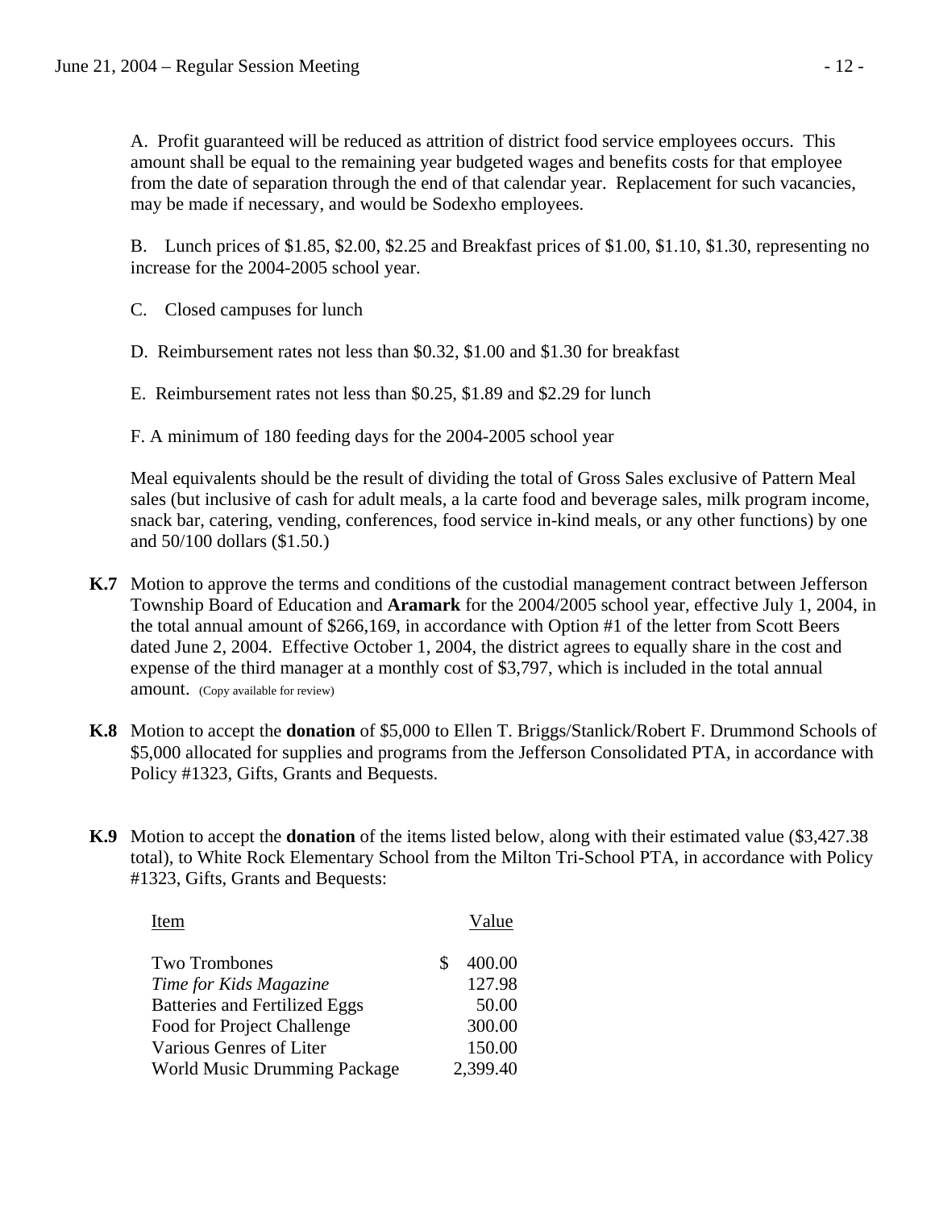A. Profit guaranteed will be reduced as attrition of district food service employees occurs. This amount shall be equal to the remaining year budgeted wages and benefits costs for that employee from the date of separation through the end of that calendar year. Replacement for such vacancies, may be made if necessary, and would be Sodexho employees.

B. Lunch prices of $1.85, $2.00, $2.25 and Breakfast prices of $1.00, $1.10, $1.30, representing no increase for the 2004-2005 school year.

C. Closed campuses for lunch

D. Reimbursement rates not less than $0.32, $1.00 and $1.30 for breakfast

E. Reimbursement rates not less than $0.25, $1.89 and $2.29 for lunch

F. A minimum of 180 feeding days for the 2004-2005 school year

Meal equivalents should be the result of dividing the total of Gross Sales exclusive of Pattern Meal sales (but inclusive of cash for adult meals, a la carte food and beverage sales, milk program income, snack bar, catering, vending, conferences, food service in-kind meals, or any other functions) by one and 50/100 dollars ($1.50.)

**K.7** Motion to approve the terms and conditions of the custodial management contract between Jefferson Township Board of Education and **Aramark** for the 2004/2005 school year, effective July 1, 2004, in the total annual amount of $266,169, in accordance with Option #1 of the letter from Scott Beers dated June 2, 2004. Effective October 1, 2004, the district agrees to equally share in the cost and expense of the third manager at a monthly cost of $3,797, which is included in the total annual amount. (Copy available for review)

**K.8** Motion to accept the **donation** of $5,000 to Ellen T. Briggs/Stanlick/Robert F. Drummond Schools of $5,000 allocated for supplies and programs from the Jefferson Consolidated PTA, in accordance with Policy #1323, Gifts, Grants and Bequests.

**K.9** Motion to accept the **donation** of the items listed below, along with their estimated value ($3,427.38 total), to White Rock Elementary School from the Milton Tri-School PTA, in accordance with Policy #1323, Gifts, Grants and Bequests:

| Item | Value |
|---|---|
| Two Trombones | $ 400.00 |
| *Time for Kids Magazine* | 127.98 |
| Batteries and Fertilized Eggs | 50.00 |
| Food for Project Challenge | 300.00 |
| Various Genres of Liter | 150.00 |
| World Music Drumming Package | 2,399.40 |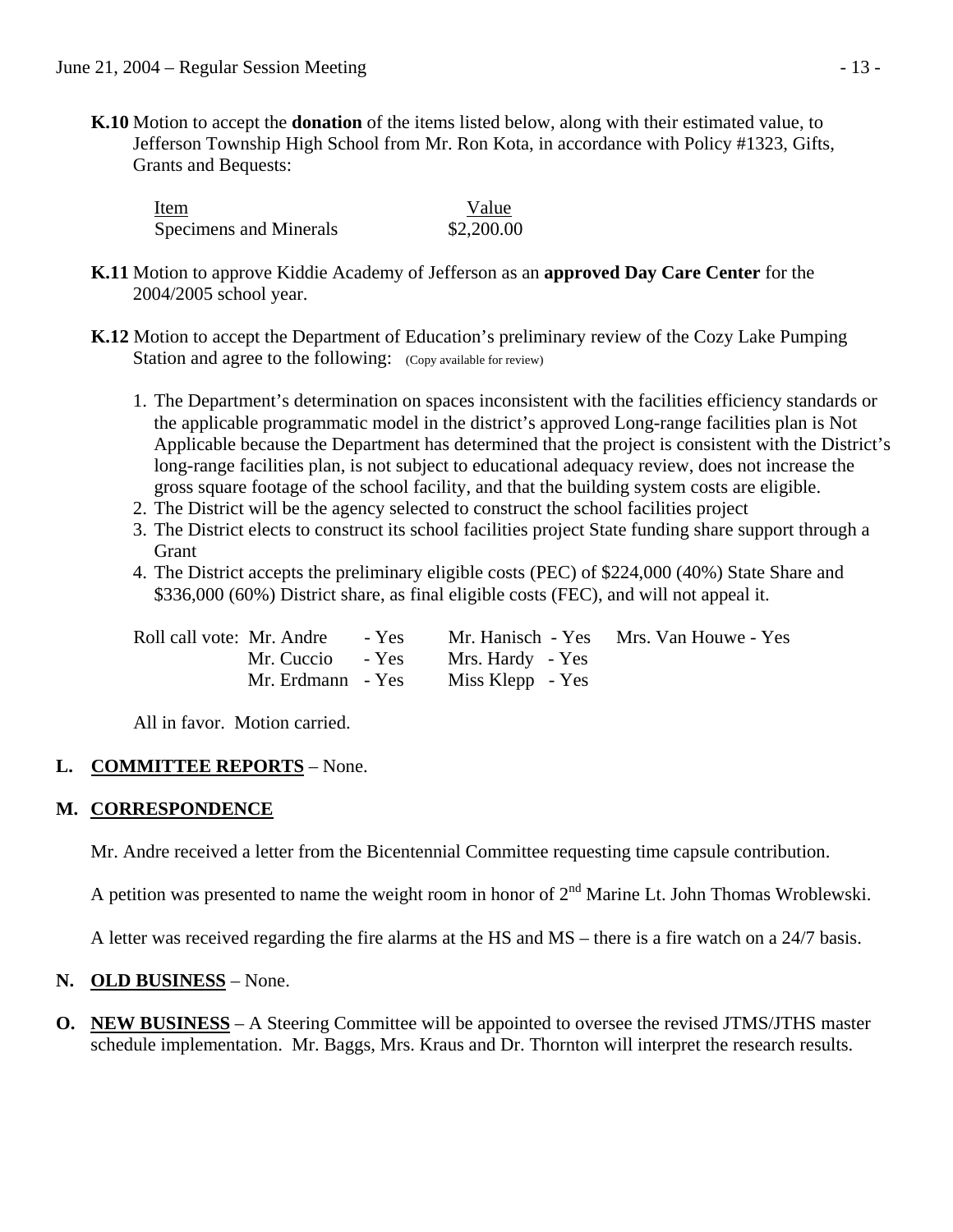**K.10** Motion to accept the **donation** of the items listed below, along with their estimated value, to Jefferson Township High School from Mr. Ron Kota, in accordance with Policy #1323, Gifts, Grants and Bequests:

| Item | Value |
|---|---|
| Specimens and Minerals | $2,200.00 |

**K.11** Motion to approve Kiddie Academy of Jefferson as an **approved Day Care Center** for the 2004/2005 school year.

**K.12** Motion to accept the Department of Education's preliminary review of the Cozy Lake Pumping Station and agree to the following: (Copy available for review)

1. The Department's determination on spaces inconsistent with the facilities efficiency standards or the applicable programmatic model in the district's approved Long-range facilities plan is Not Applicable because the Department has determined that the project is consistent with the District's long-range facilities plan, is not subject to educational adequacy review, does not increase the gross square footage of the school facility, and that the building system costs are eligible.
2. The District will be the agency selected to construct the school facilities project
3. The District elects to construct its school facilities project State funding share support through a Grant
4. The District accepts the preliminary eligible costs (PEC) of $224,000 (40%) State Share and $336,000 (60%) District share, as final eligible costs (FEC), and will not appeal it.

Roll call vote: Mr. Andre - Yes, Mr. Cuccio - Yes, Mr. Erdmann - Yes, Mr. Hanisch - Yes, Mrs. Hardy - Yes, Miss Klepp - Yes, Mrs. Van Houwe - Yes

All in favor. Motion carried.

**L. COMMITTEE REPORTS** – None.

**M. CORRESPONDENCE**

Mr. Andre received a letter from the Bicentennial Committee requesting time capsule contribution.

A petition was presented to name the weight room in honor of 2nd Marine Lt. John Thomas Wroblewski.

A letter was received regarding the fire alarms at the HS and MS – there is a fire watch on a 24/7 basis.

**N. OLD BUSINESS** – None.

**O. NEW BUSINESS** – A Steering Committee will be appointed to oversee the revised JTMS/JTHS master schedule implementation. Mr. Baggs, Mrs. Kraus and Dr. Thornton will interpret the research results.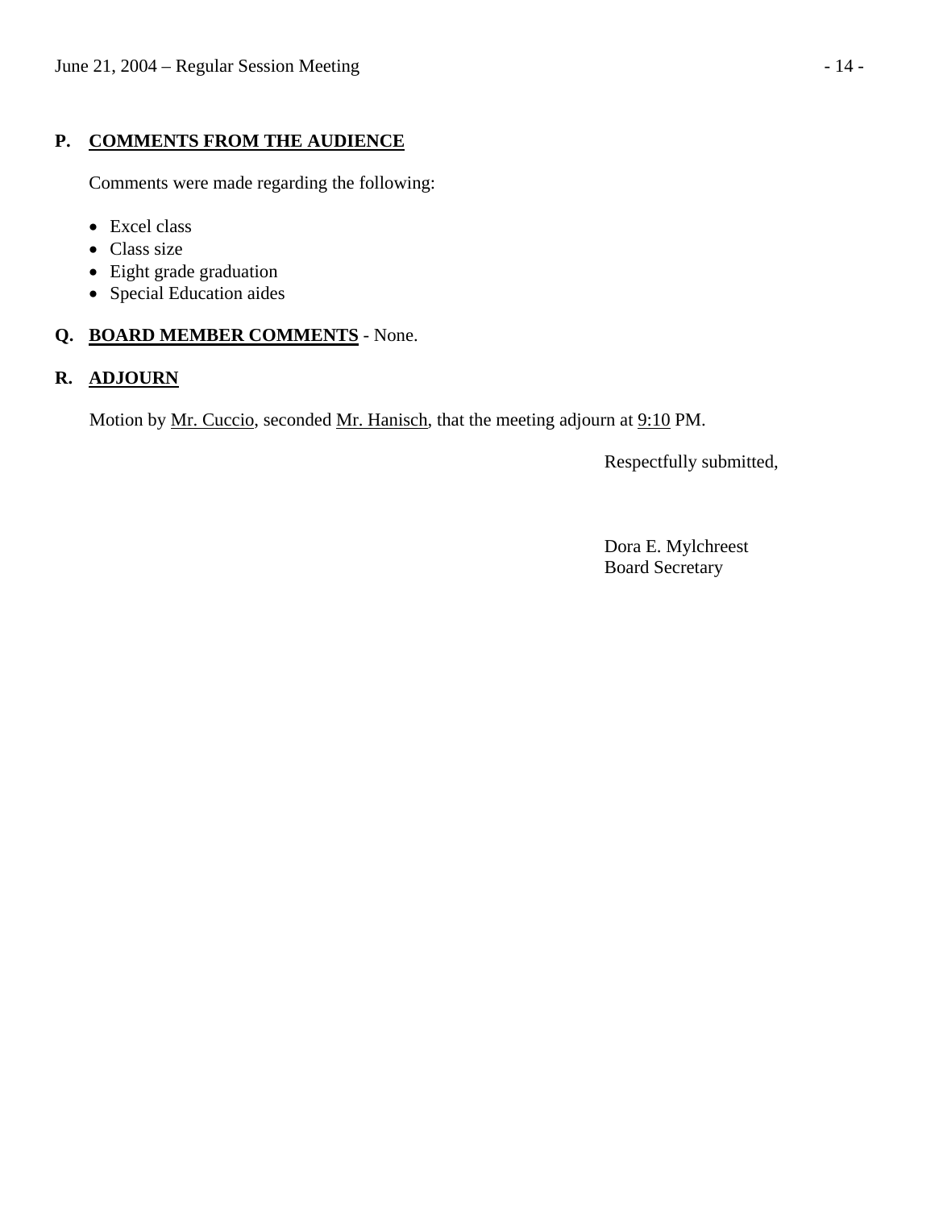**P. <u>COMMENTS FROM THE AUDIENCE</u>**

Comments were made regarding the following:

- Excel class
- Class size
- Eight grade graduation
- Special Education aides

**Q. <u>BOARD MEMBER COMMENTS</u>** - None.

**R. <u>ADJOURN</u>**

Motion by <u>Mr. Cuccio</u>, seconded <u>Mr. Hanisch</u>, that the meeting adjourn at <u>9:10</u> PM.

Respectfully submitted,

Dora E. Mylchreest
Board Secretary